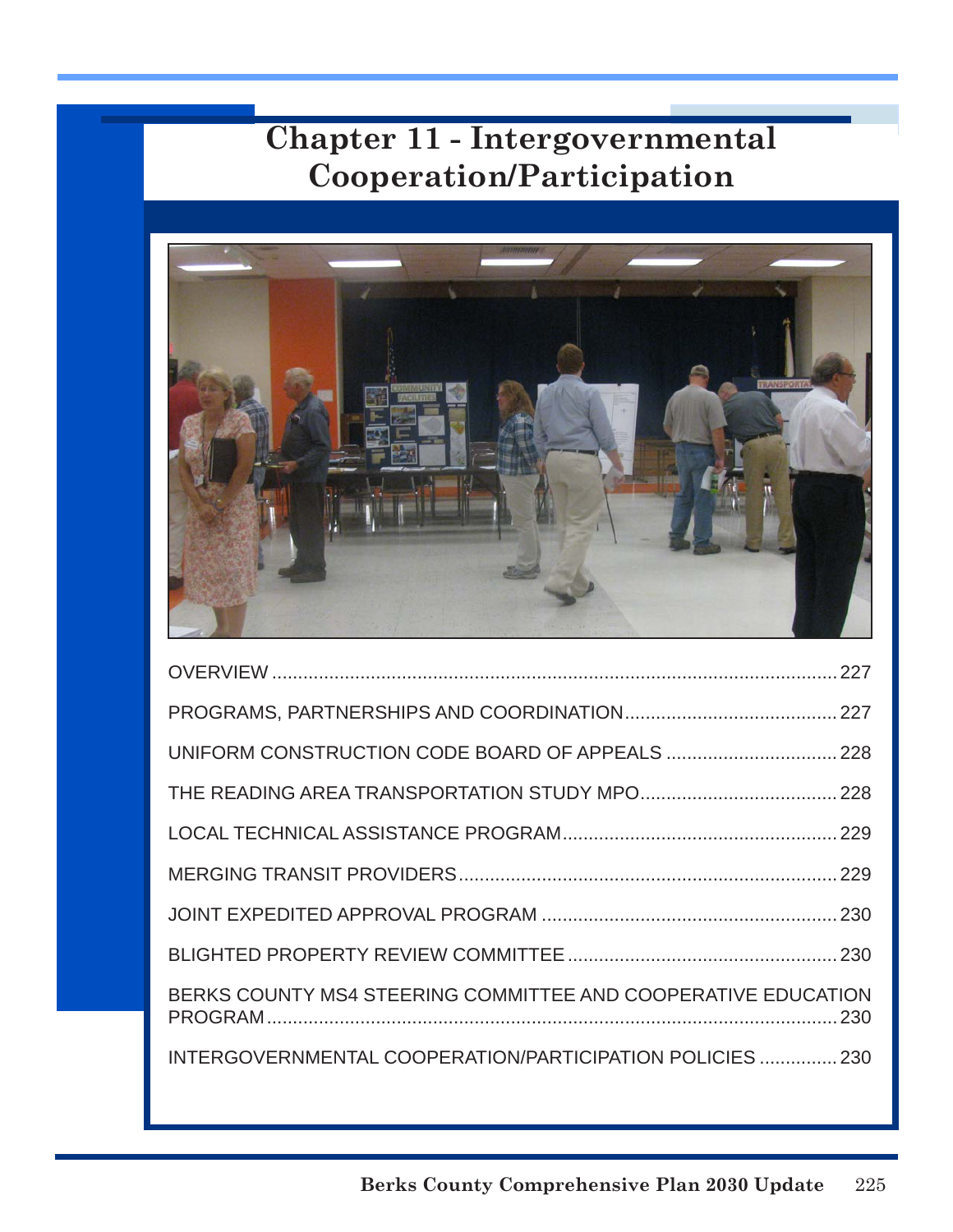# Chapter 11 - Intergovernmental Cooperation/Participation

OVERVIEW ........................................................................................................ 227

PROGRAMS, PARTNERSHIPS AND COORDINATION......................................... 227

UNIFORM CONSTRUCTION CODE BOARD OF APPEALS ................................. 228

THE READING AREA TRANSPORTATION STUDY MPO...................................... 228

LOCAL TECHNICAL ASSISTANCE PROGRAM..................................................... 229

MERGING TRANSIT PROVIDERS......................................................................... 229

JOINT EXPEDITED APPROVAL PROGRAM ......................................................... 230

BLIGHTED PROPERTY REVIEW COMMITTEE .................................................... 230

BERKS COUNTY MS4 STEERING COMMITTEE AND COOPERATIVE EDUCATION PROGRAM............................................................................................................. 230

INTERGOVERNMENTAL COOPERATION/PARTICIPATION POLICIES ............... 230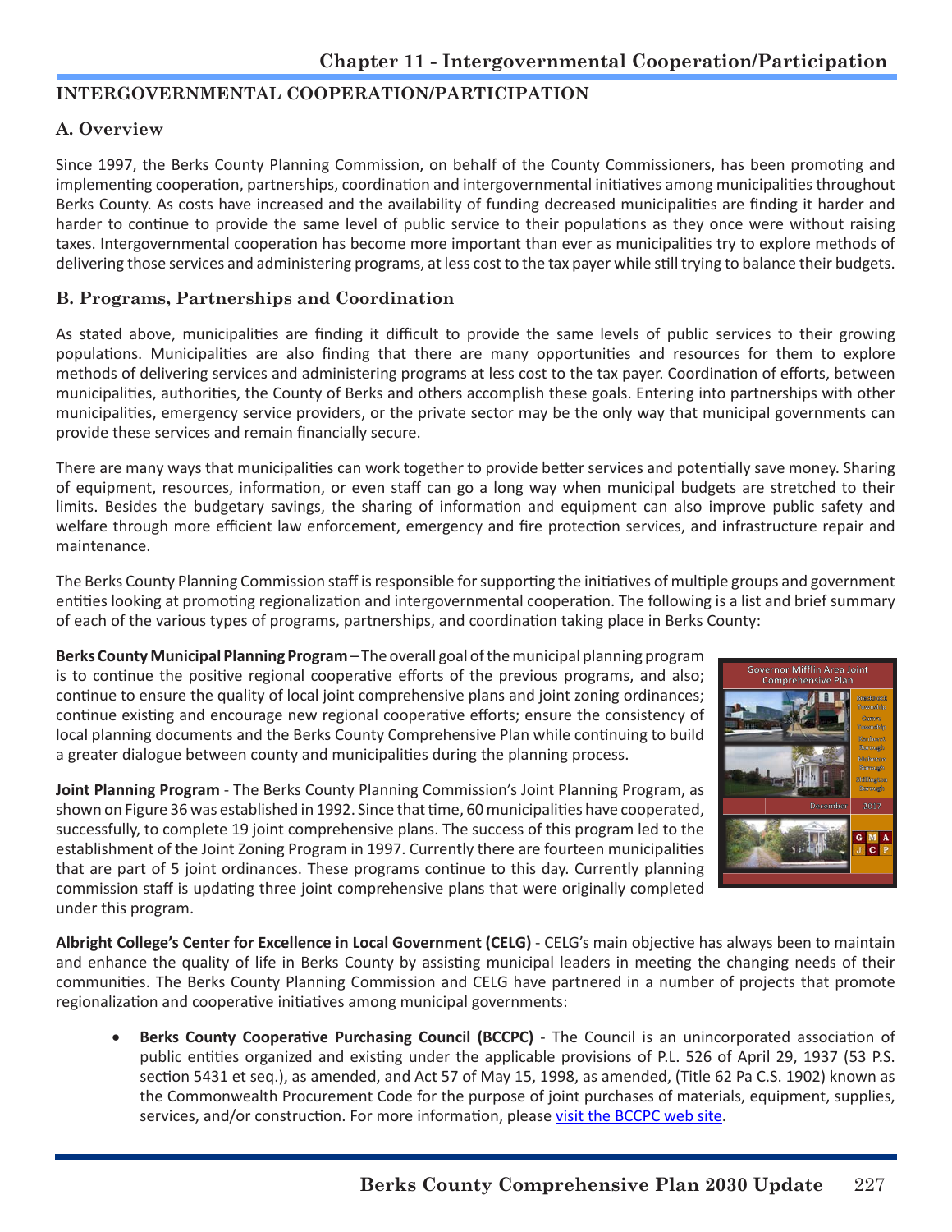## INTERGOVERNMENTAL COOPERATION/PARTICIPATION

### A. Overview

Since 1997, the Berks County Planning Commission, on behalf of the County Commissioners, has been promoting and implementing cooperation, partnerships, coordination and intergovernmental initiatives among municipalities throughout Berks County. As costs have increased and the availability of funding decreased municipalities are finding it harder and harder to continue to provide the same level of public service to their populations as they once were without raising taxes. Intergovernmental cooperation has become more important than ever as municipalities try to explore methods of delivering those services and administering programs, at less cost to the tax payer while still trying to balance their budgets.

### B. Programs, Partnerships and Coordination

As stated above, municipalities are finding it difficult to provide the same levels of public services to their growing populations. Municipalities are also finding that there are many opportunities and resources for them to explore methods of delivering services and administering programs at less cost to the tax payer. Coordination of efforts, between municipalities, authorities, the County of Berks and others accomplish these goals. Entering into partnerships with other municipalities, emergency service providers, or the private sector may be the only way that municipal governments can provide these services and remain financially secure.

There are many ways that municipalities can work together to provide better services and potentially save money. Sharing of equipment, resources, information, or even staff can go a long way when municipal budgets are stretched to their limits. Besides the budgetary savings, the sharing of information and equipment can also improve public safety and welfare through more efficient law enforcement, emergency and fire protection services, and infrastructure repair and maintenance.

The Berks County Planning Commission staff is responsible for supporting the initiatives of multiple groups and government entities looking at promoting regionalization and intergovernmental cooperation. The following is a list and brief summary of each of the various types of programs, partnerships, and coordination taking place in Berks County:

**Berks County Municipal Planning Program** – The overall goal of the municipal planning program is to continue the positive regional cooperative efforts of the previous programs, and also; continue to ensure the quality of local joint comprehensive plans and joint zoning ordinances; continue existing and encourage new regional cooperative efforts; ensure the consistency of local planning documents and the Berks County Comprehensive Plan while continuing to build a greater dialogue between county and municipalities during the planning process.

**Joint Planning Program** - The Berks County Planning Commission's Joint Planning Program, as shown on Figure 36 was established in 1992. Since that time, 60 municipalities have cooperated, successfully, to complete 19 joint comprehensive plans. The success of this program led to the establishment of the Joint Zoning Program in 1997. Currently there are fourteen municipalities that are part of 5 joint ordinances. These programs continue to this day. Currently planning commission staff is updating three joint comprehensive plans that were originally completed under this program.

**Albright College's Center for Excellence in Local Government (CELG)** - CELG's main objective has always been to maintain and enhance the quality of life in Berks County by assisting municipal leaders in meeting the changing needs of their communities. The Berks County Planning Commission and CELG have partnered in a number of projects that promote regionalization and cooperative initiatives among municipal governments:

- **Berks County Cooperative Purchasing Council (BCCPC)** - The Council is an unincorporated association of public entities organized and existing under the applicable provisions of P.L. 526 of April 29, 1937 (53 P.S. section 5431 et seq.), as amended, and Act 57 of May 15, 1998, as amended, (Title 62 Pa C.S. 1902) known as the Commonwealth Procurement Code for the purpose of joint purchases of materials, equipment, supplies, services, and/or construction. For more information, please [visit the BCCPC web site](visit the BCCPC web site).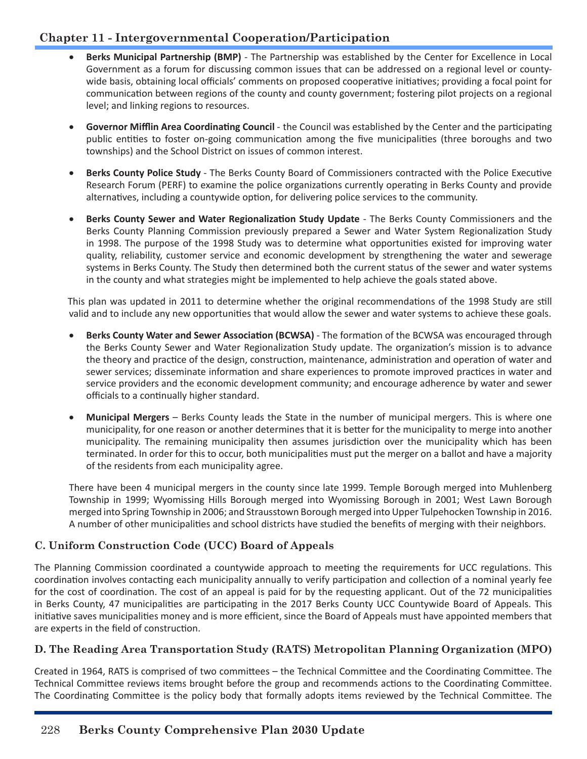- **Berks Municipal Partnership (BMP)** - The Partnership was established by the Center for Excellence in Local Government as a forum for discussing common issues that can be addressed on a regional level or county-wide basis, obtaining local officials' comments on proposed cooperative initiatives; providing a focal point for communication between regions of the county and county government; fostering pilot projects on a regional level; and linking regions to resources.

- **Governor Mifflin Area Coordinating Council** - the Council was established by the Center and the participating public entities to foster on-going communication among the five municipalities (three boroughs and two townships) and the School District on issues of common interest.

- **Berks County Police Study** - The Berks County Board of Commissioners contracted with the Police Executive Research Forum (PERF) to examine the police organizations currently operating in Berks County and provide alternatives, including a countywide option, for delivering police services to the community.

- **Berks County Sewer and Water Regionalization Study Update** - The Berks County Commissioners and the Berks County Planning Commission previously prepared a Sewer and Water System Regionalization Study in 1998. The purpose of the 1998 Study was to determine what opportunities existed for improving water quality, reliability, customer service and economic development by strengthening the water and sewerage systems in Berks County. The Study then determined both the current status of the sewer and water systems in the county and what strategies might be implemented to help achieve the goals stated above.

  This plan was updated in 2011 to determine whether the original recommendations of the 1998 Study are still valid and to include any new opportunities that would allow the sewer and water systems to achieve these goals.

- **Berks County Water and Sewer Association (BCWSA)** - The formation of the BCWSA was encouraged through the Berks County Sewer and Water Regionalization Study update. The organization's mission is to advance the theory and practice of the design, construction, maintenance, administration and operation of water and sewer services; disseminate information and share experiences to promote improved practices in water and service providers and the economic development community; and encourage adherence by water and sewer officials to a continually higher standard.

- **Municipal Mergers** – Berks County leads the State in the number of municipal mergers. This is where one municipality, for one reason or another determines that it is better for the municipality to merge into another municipality. The remaining municipality then assumes jurisdiction over the municipality which has been terminated. In order for this to occur, both municipalities must put the merger on a ballot and have a majority of the residents from each municipality agree.

  There have been 4 municipal mergers in the county since late 1999. Temple Borough merged into Muhlenberg Township in 1999; Wyomissing Hills Borough merged into Wyomissing Borough in 2001; West Lawn Borough merged into Spring Township in 2006; and Strausstown Borough merged into Upper Tulpehocken Township in 2016. A number of other municipalities and school districts have studied the benefits of merging with their neighbors.

### C. Uniform Construction Code (UCC) Board of Appeals

The Planning Commission coordinated a countywide approach to meeting the requirements for UCC regulations. This coordination involves contacting each municipality annually to verify participation and collection of a nominal yearly fee for the cost of coordination. The cost of an appeal is paid for by the requesting applicant. Out of the 72 municipalities in Berks County, 47 municipalities are participating in the 2017 Berks County UCC Countywide Board of Appeals. This initiative saves municipalities money and is more efficient, since the Board of Appeals must have appointed members that are experts in the field of construction.

### D. The Reading Area Transportation Study (RATS) Metropolitan Planning Organization (MPO)

Created in 1964, RATS is comprised of two committees – the Technical Committee and the Coordinating Committee. The Technical Committee reviews items brought before the group and recommends actions to the Coordinating Committee. The Coordinating Committee is the policy body that formally adopts items reviewed by the Technical Committee. The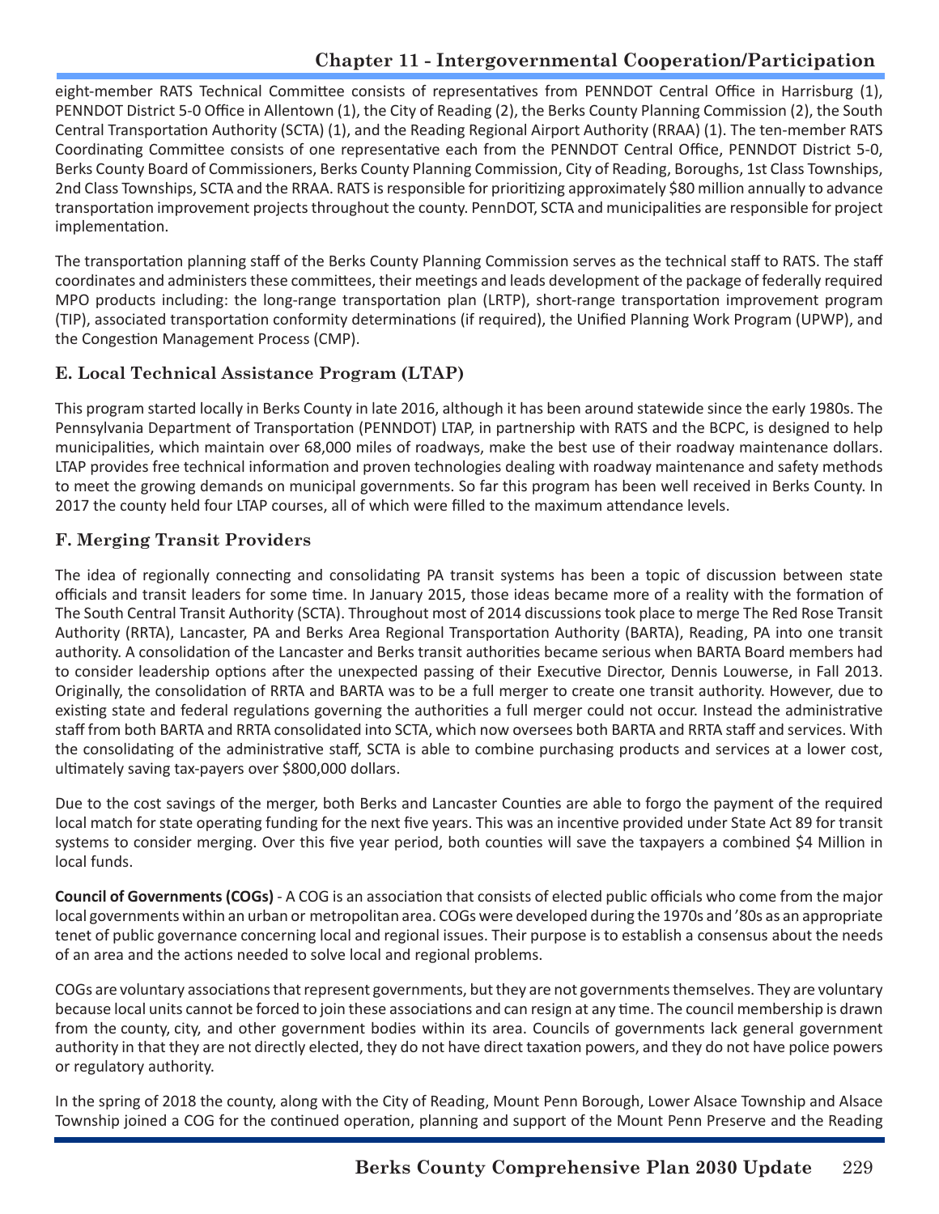eight-member RATS Technical Committee consists of representatives from PENNDOT Central Office in Harrisburg (1), PENNDOT District 5-0 Office in Allentown (1), the City of Reading (2), the Berks County Planning Commission (2), the South Central Transportation Authority (SCTA) (1), and the Reading Regional Airport Authority (RRAA) (1). The ten-member RATS Coordinating Committee consists of one representative each from the PENNDOT Central Office, PENNDOT District 5-0, Berks County Board of Commissioners, Berks County Planning Commission, City of Reading, Boroughs, 1st Class Townships, 2nd Class Townships, SCTA and the RRAA. RATS is responsible for prioritizing approximately $80 million annually to advance transportation improvement projects throughout the county. PennDOT, SCTA and municipalities are responsible for project implementation.

The transportation planning staff of the Berks County Planning Commission serves as the technical staff to RATS. The staff coordinates and administers these committees, their meetings and leads development of the package of federally required MPO products including: the long-range transportation plan (LRTP), short-range transportation improvement program (TIP), associated transportation conformity determinations (if required), the Unified Planning Work Program (UPWP), and the Congestion Management Process (CMP).

### E. Local Technical Assistance Program (LTAP)

This program started locally in Berks County in late 2016, although it has been around statewide since the early 1980s. The Pennsylvania Department of Transportation (PENNDOT) LTAP, in partnership with RATS and the BCPC, is designed to help municipalities, which maintain over 68,000 miles of roadways, make the best use of their roadway maintenance dollars. LTAP provides free technical information and proven technologies dealing with roadway maintenance and safety methods to meet the growing demands on municipal governments. So far this program has been well received in Berks County. In 2017 the county held four LTAP courses, all of which were filled to the maximum attendance levels.

### F. Merging Transit Providers

The idea of regionally connecting and consolidating PA transit systems has been a topic of discussion between state officials and transit leaders for some time. In January 2015, those ideas became more of a reality with the formation of The South Central Transit Authority (SCTA). Throughout most of 2014 discussions took place to merge The Red Rose Transit Authority (RRTA), Lancaster, PA and Berks Area Regional Transportation Authority (BARTA), Reading, PA into one transit authority. A consolidation of the Lancaster and Berks transit authorities became serious when BARTA Board members had to consider leadership options after the unexpected passing of their Executive Director, Dennis Louwerse, in Fall 2013. Originally, the consolidation of RRTA and BARTA was to be a full merger to create one transit authority. However, due to existing state and federal regulations governing the authorities a full merger could not occur. Instead the administrative staff from both BARTA and RRTA consolidated into SCTA, which now oversees both BARTA and RRTA staff and services. With the consolidating of the administrative staff, SCTA is able to combine purchasing products and services at a lower cost, ultimately saving tax-payers over $800,000 dollars.

Due to the cost savings of the merger, both Berks and Lancaster Counties are able to forgo the payment of the required local match for state operating funding for the next five years. This was an incentive provided under State Act 89 for transit systems to consider merging. Over this five year period, both counties will save the taxpayers a combined $4 Million in local funds.

**Council of Governments (COGs)** - A COG is an association that consists of elected public officials who come from the major local governments within an urban or metropolitan area. COGs were developed during the 1970s and '80s as an appropriate tenet of public governance concerning local and regional issues. Their purpose is to establish a consensus about the needs of an area and the actions needed to solve local and regional problems.

COGs are voluntary associations that represent governments, but they are not governments themselves. They are voluntary because local units cannot be forced to join these associations and can resign at any time. The council membership is drawn from the county, city, and other government bodies within its area. Councils of governments lack general government authority in that they are not directly elected, they do not have direct taxation powers, and they do not have police powers or regulatory authority.

In the spring of 2018 the county, along with the City of Reading, Mount Penn Borough, Lower Alsace Township and Alsace Township joined a COG for the continued operation, planning and support of the Mount Penn Preserve and the Reading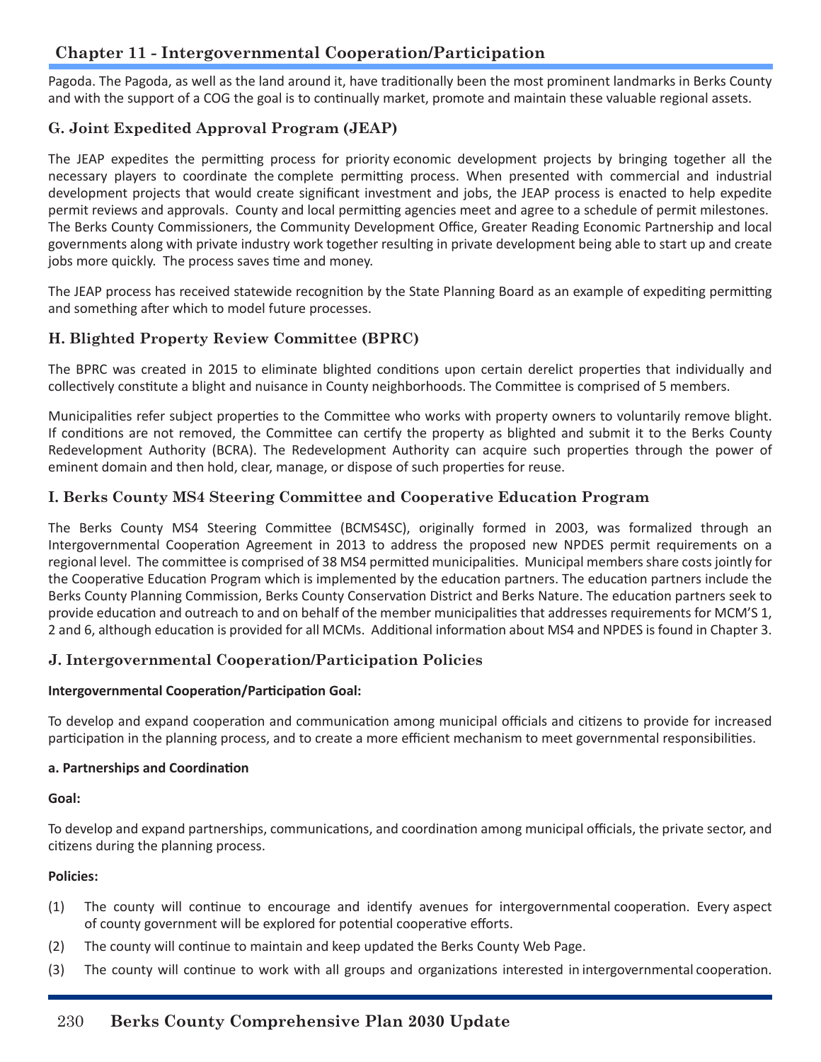Pagoda. The Pagoda, as well as the land around it, have traditionally been the most prominent landmarks in Berks County and with the support of a COG the goal is to continually market, promote and maintain these valuable regional assets.

### G. Joint Expedited Approval Program (JEAP)

The JEAP expedites the permitting process for priority economic development projects by bringing together all the necessary players to coordinate the complete permitting process. When presented with commercial and industrial development projects that would create significant investment and jobs, the JEAP process is enacted to help expedite permit reviews and approvals. County and local permitting agencies meet and agree to a schedule of permit milestones. The Berks County Commissioners, the Community Development Office, Greater Reading Economic Partnership and local governments along with private industry work together resulting in private development being able to start up and create jobs more quickly. The process saves time and money.

The JEAP process has received statewide recognition by the State Planning Board as an example of expediting permitting and something after which to model future processes.

### H. Blighted Property Review Committee (BPRC)

The BPRC was created in 2015 to eliminate blighted conditions upon certain derelict properties that individually and collectively constitute a blight and nuisance in County neighborhoods. The Committee is comprised of 5 members.

Municipalities refer subject properties to the Committee who works with property owners to voluntarily remove blight. If conditions are not removed, the Committee can certify the property as blighted and submit it to the Berks County Redevelopment Authority (BCRA). The Redevelopment Authority can acquire such properties through the power of eminent domain and then hold, clear, manage, or dispose of such properties for reuse.

### I. Berks County MS4 Steering Committee and Cooperative Education Program

The Berks County MS4 Steering Committee (BCMS4SC), originally formed in 2003, was formalized through an Intergovernmental Cooperation Agreement in 2013 to address the proposed new NPDES permit requirements on a regional level. The committee is comprised of 38 MS4 permitted municipalities. Municipal members share costs jointly for the Cooperative Education Program which is implemented by the education partners. The education partners include the Berks County Planning Commission, Berks County Conservation District and Berks Nature. The education partners seek to provide education and outreach to and on behalf of the member municipalities that addresses requirements for MCM'S 1, 2 and 6, although education is provided for all MCMs. Additional information about MS4 and NPDES is found in Chapter 3.

### J. Intergovernmental Cooperation/Participation Policies

**Intergovernmental Cooperation/Participation Goal:**

To develop and expand cooperation and communication among municipal officials and citizens to provide for increased participation in the planning process, and to create a more efficient mechanism to meet governmental responsibilities.

**a. Partnerships and Coordination**

**Goal:**

To develop and expand partnerships, communications, and coordination among municipal officials, the private sector, and citizens during the planning process.

**Policies:**

(1) The county will continue to encourage and identify avenues for intergovernmental cooperation. Every aspect of county government will be explored for potential cooperative efforts.

(2) The county will continue to maintain and keep updated the Berks County Web Page.

(3) The county will continue to work with all groups and organizations interested in intergovernmental cooperation.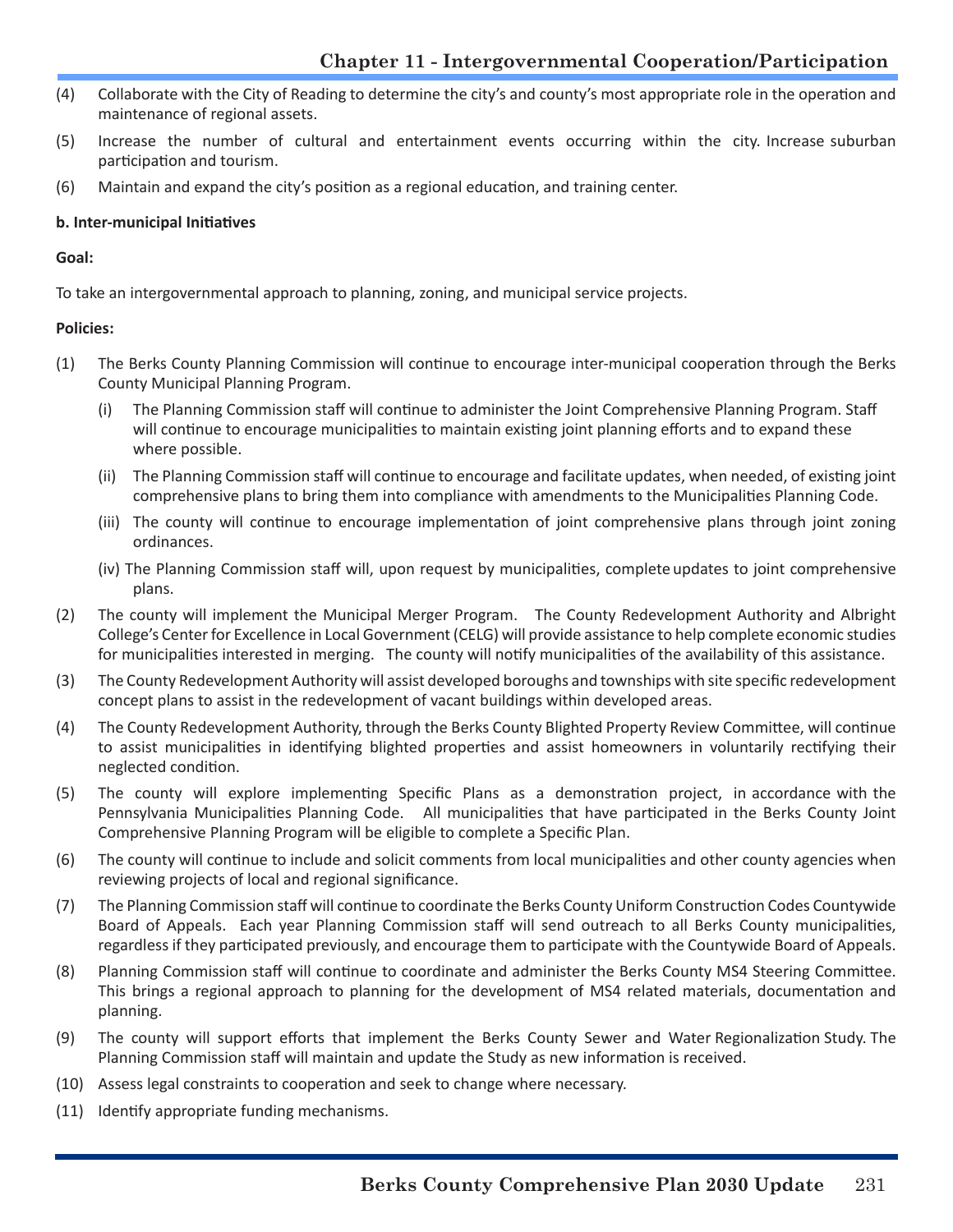(4) Collaborate with the City of Reading to determine the city's and county's most appropriate role in the operation and maintenance of regional assets.

(5) Increase the number of cultural and entertainment events occurring within the city. Increase suburban participation and tourism.

(6) Maintain and expand the city's position as a regional education, and training center.

**b. Inter-municipal Initiatives**

**Goal:**

To take an intergovernmental approach to planning, zoning, and municipal service projects.

**Policies:**

(1) The Berks County Planning Commission will continue to encourage inter-municipal cooperation through the Berks County Municipal Planning Program.

  (i) The Planning Commission staff will continue to administer the Joint Comprehensive Planning Program. Staff will continue to encourage municipalities to maintain existing joint planning efforts and to expand these where possible.

  (ii) The Planning Commission staff will continue to encourage and facilitate updates, when needed, of existing joint comprehensive plans to bring them into compliance with amendments to the Municipalities Planning Code.

  (iii) The county will continue to encourage implementation of joint comprehensive plans through joint zoning ordinances.

  (iv) The Planning Commission staff will, upon request by municipalities, complete updates to joint comprehensive plans.

(2) The county will implement the Municipal Merger Program. The County Redevelopment Authority and Albright College's Center for Excellence in Local Government (CELG) will provide assistance to help complete economic studies for municipalities interested in merging. The county will notify municipalities of the availability of this assistance.

(3) The County Redevelopment Authority will assist developed boroughs and townships with site specific redevelopment concept plans to assist in the redevelopment of vacant buildings within developed areas.

(4) The County Redevelopment Authority, through the Berks County Blighted Property Review Committee, will continue to assist municipalities in identifying blighted properties and assist homeowners in voluntarily rectifying their neglected condition.

(5) The county will explore implementing Specific Plans as a demonstration project, in accordance with the Pennsylvania Municipalities Planning Code. All municipalities that have participated in the Berks County Joint Comprehensive Planning Program will be eligible to complete a Specific Plan.

(6) The county will continue to include and solicit comments from local municipalities and other county agencies when reviewing projects of local and regional significance.

(7) The Planning Commission staff will continue to coordinate the Berks County Uniform Construction Codes Countywide Board of Appeals. Each year Planning Commission staff will send outreach to all Berks County municipalities, regardless if they participated previously, and encourage them to participate with the Countywide Board of Appeals.

(8) Planning Commission staff will continue to coordinate and administer the Berks County MS4 Steering Committee. This brings a regional approach to planning for the development of MS4 related materials, documentation and planning.

(9) The county will support efforts that implement the Berks County Sewer and Water Regionalization Study. The Planning Commission staff will maintain and update the Study as new information is received.

(10) Assess legal constraints to cooperation and seek to change where necessary.

(11) Identify appropriate funding mechanisms.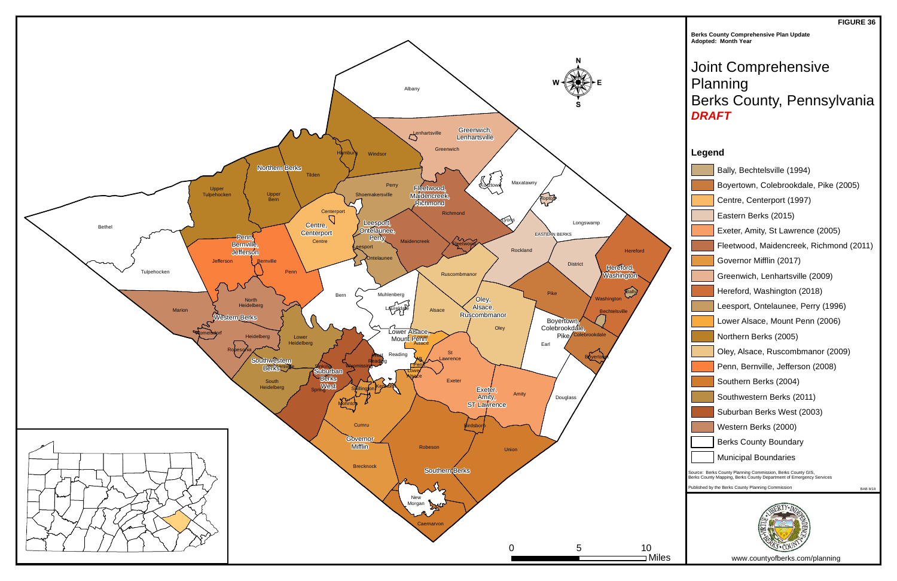**FIGURE 36**

**Berks County Comprehensive Plan Update**
**Adopted: Month Year**

# Joint Comprehensive Planning
# Berks County, Pennsylvania
***DRAFT***

## Legend

- Bally, Bechtelsville (1994)
- Boyertown, Colebrookdale, Pike (2005)
- Centre, Centerport (1997)
- Eastern Berks (2015)
- Exeter, Amity, St Lawrence (2005)
- Fleetwood, Maidencreek, Richmond (2011)
- Governor Mifflin (2017)
- Greenwich, Lenhartsville (2009)
- Hereford, Washington (2018)
- Leesport, Ontelaunee, Perry (1996)
- Lower Alsace, Mount Penn (2006)
- Northern Berks (2005)
- Oley, Alsace, Ruscombmanor (2009)
- Penn, Bernville, Jefferson (2008)
- Southern Berks (2004)
- Southwestern Berks (2011)
- Suburban Berks West (2003)
- Western Berks (2000)
- Berks County Boundary
- Municipal Boundaries

Source: Berks County Planning Commission, Berks County GIS, Berks County Mapping, Berks County Department of Emergency Services

Published by the Berks County Planning Commission

BAB 8/18

www.countyofberks.com/planning

0 5 10 Miles

N W E S

Albany, Greenwich, Lenhartsville, Lenhartsville, Greenwich, Hamburg, Windsor, Northern Berks, Tilden, Upper Tulpehocken, Upper Bern, Perry, Shoemakersville, Fleetwood, Maidencreek, Richmond, Kutztown, Maxatawny, Topton, Centerport, Richmond, Lyons, Longswamp, Bethel, Centre, Centerport, Centre, Leesport, Ontelaunee, Perry, Maidencreek, Fleetwood, EASTERN BERKS, Leesport, Rockland, Penn, Bernville, Jefferson, Jefferson, Bernville, Ontelaunee, Hereford, District, Hereford, Washington, Tulpehocken, Penn, Ruscombmanor, Pike, Washington, Bally, Bern, Muhlenberg, North Heidelberg, Laureldale, Oley, Alsace, Ruscombmanor, Bechtelsville, Marion, Alsace, Western Berks, Lower Alsace, Mount Penn, Oley, Boyertown, Colebrookdale, Pike, Colebrookdale, Womelsdorf, Heidelberg, Lower Heidelberg, Lower Alsace, Earl, Robesonia, West Reading, Reading, Mt Penn, St Lawrence, Boyertown, Southwestern Berks, Wernersville, Sinking Spring, Suburban Berks West, Wyomissing, Lower Alsace, Exeter, South Heidelberg, Spring, Shillington, Kenhorst, Exeter, Amity, ST Lawrence, Amity, Douglass, Mohnton, Cumru, Birdsboro, Governor Mifflin, Robeson, Union, Brecknock, Southern Berks, New Morgan, Caernarvon